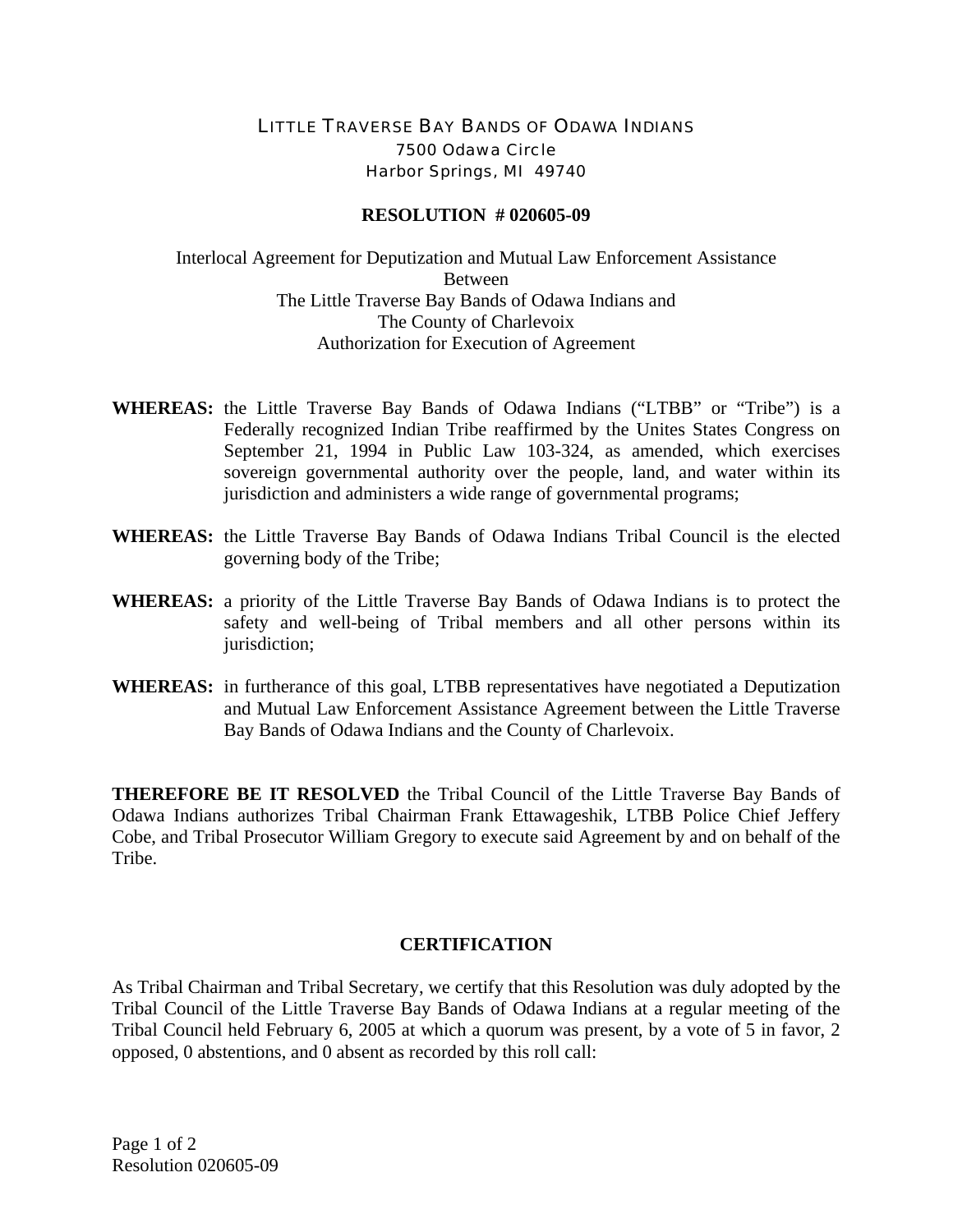# LITTLE TRAVERSE BAY BANDS OF ODAWA INDIANS

7500 Odawa Circle
Harbor Springs, MI 49740

## RESOLUTION # 020605-09

Interlocal Agreement for Deputization and Mutual Law Enforcement Assistance
Between
The Little Traverse Bay Bands of Odawa Indians and
The County of Charlevoix
Authorization for Execution of Agreement

**WHEREAS:** the Little Traverse Bay Bands of Odawa Indians ("LTBB" or "Tribe") is a Federally recognized Indian Tribe reaffirmed by the Unites States Congress on September 21, 1994 in Public Law 103-324, as amended, which exercises sovereign governmental authority over the people, land, and water within its jurisdiction and administers a wide range of governmental programs;

**WHEREAS:** the Little Traverse Bay Bands of Odawa Indians Tribal Council is the elected governing body of the Tribe;

**WHEREAS:** a priority of the Little Traverse Bay Bands of Odawa Indians is to protect the safety and well-being of Tribal members and all other persons within its jurisdiction;

**WHEREAS:** in furtherance of this goal, LTBB representatives have negotiated a Deputization and Mutual Law Enforcement Assistance Agreement between the Little Traverse Bay Bands of Odawa Indians and the County of Charlevoix.

**THEREFORE BE IT RESOLVED** the Tribal Council of the Little Traverse Bay Bands of Odawa Indians authorizes Tribal Chairman Frank Ettawageshik, LTBB Police Chief Jeffery Cobe, and Tribal Prosecutor William Gregory to execute said Agreement by and on behalf of the Tribe.

## CERTIFICATION

As Tribal Chairman and Tribal Secretary, we certify that this Resolution was duly adopted by the Tribal Council of the Little Traverse Bay Bands of Odawa Indians at a regular meeting of the Tribal Council held February 6, 2005 at which a quorum was present, by a vote of 5 in favor, 2 opposed, 0 abstentions, and 0 absent as recorded by this roll call: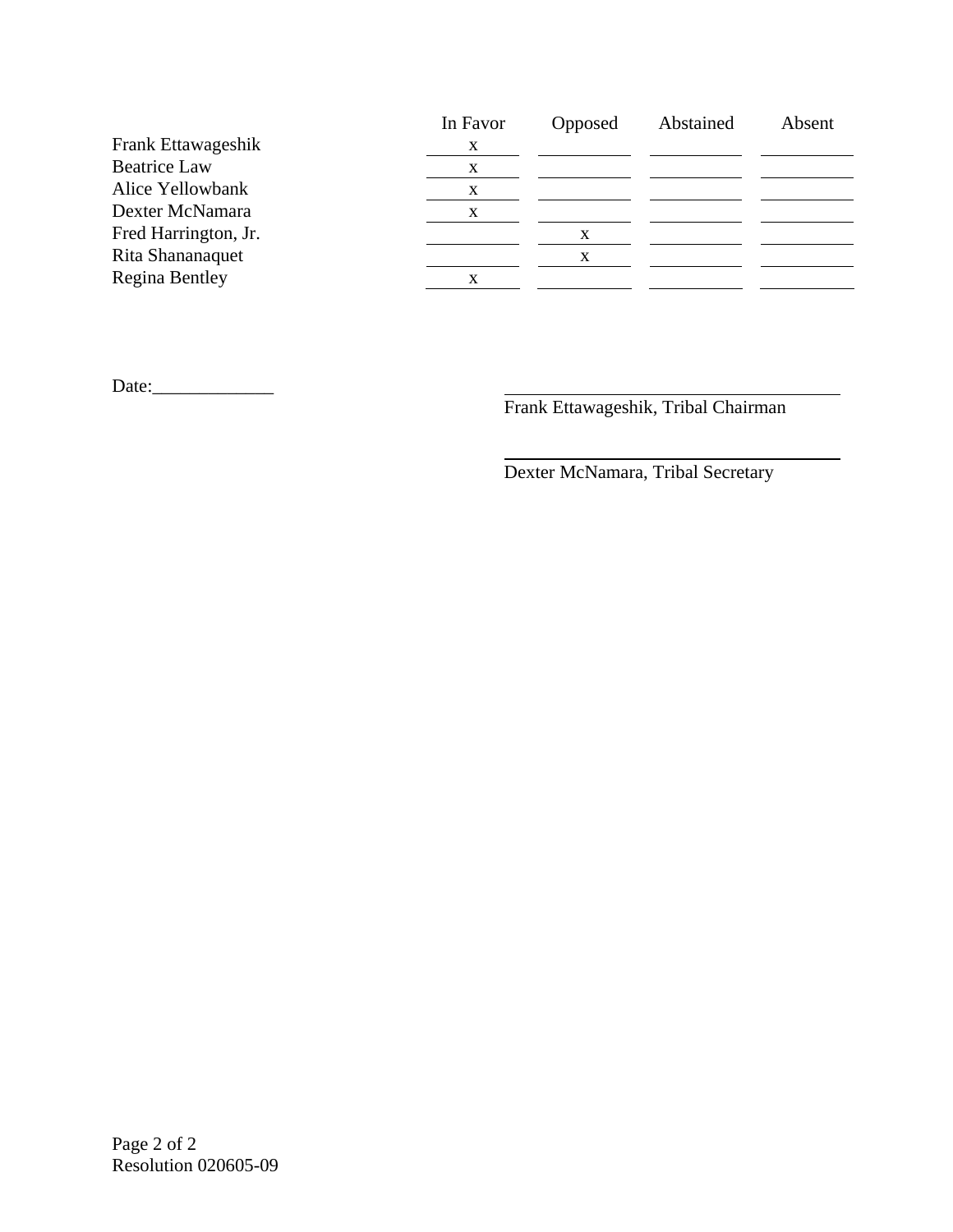| | In Favor | Opposed | Abstained | Absent |
|---|---|---|---|---|
| Frank Ettawageshik | x | | | |
| Beatrice Law | x | | | |
| Alice Yellowbank | x | | | |
| Dexter McNamara | x | | | |
| Fred Harrington, Jr. | | x | | |
| Rita Shananaquet | | x | | |
| Regina Bentley | x | | | |

Date:_____________

_____________________________________
Frank Ettawageshik, Tribal Chairman

_____________________________________
Dexter McNamara, Tribal Secretary

Resolution 020605-09